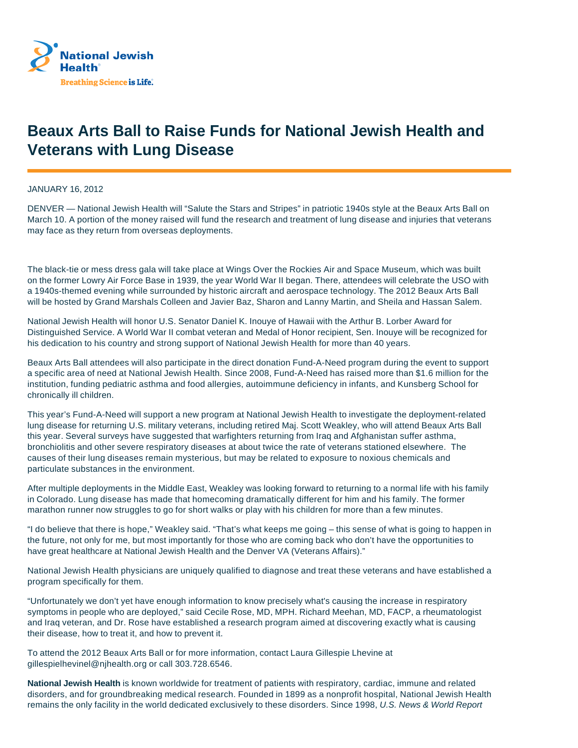National Jewish Health

Breathing Science is Life.

# Beaux Arts Ball to Raise Funds for National Jewish Health and Veterans with Lung Disease

JANUARY 16, 2012

DENVER — National Jewish Health will "Salute the Stars and Stripes" in patriotic 1940s style at the Beaux Arts Ball on March 10. A portion of the money raised will fund the research and treatment of lung disease and injuries that veterans may face as they return from overseas deployments.

The black-tie or mess dress gala will take place at Wings Over the Rockies Air and Space Museum, which was built on the former Lowry Air Force Base in 1939, the year World War II began. There, attendees will celebrate the USO with a 1940s-themed evening while surrounded by historic aircraft and aerospace technology. The 2012 Beaux Arts Ball will be hosted by Grand Marshals Colleen and Javier Baz, Sharon and Lanny Martin, and Sheila and Hassan Salem.

National Jewish Health will honor U.S. Senator Daniel K. Inouye of Hawaii with the Arthur B. Lorber Award for Distinguished Service. A World War II combat veteran and Medal of Honor recipient, Sen. Inouye will be recognized for his dedication to his country and strong support of National Jewish Health for more than 40 years.

Beaux Arts Ball attendees will also participate in the direct donation Fund-A-Need program during the event to support a specific area of need at National Jewish Health. Since 2008, Fund-A-Need has raised more than $1.6 million for the institution, funding pediatric asthma and food allergies, autoimmune deficiency in infants, and Kunsberg School for chronically ill children.

This year's Fund-A-Need will support a new program at National Jewish Health to investigate the deployment-related lung disease for returning U.S. military veterans, including retired Maj. Scott Weakley, who will attend Beaux Arts Ball this year. Several surveys have suggested that warfighters returning from Iraq and Afghanistan suffer asthma, bronchiolitis and other severe respiratory diseases at about twice the rate of veterans stationed elsewhere. The causes of their lung diseases remain mysterious, but may be related to exposure to noxious chemicals and particulate substances in the environment.

After multiple deployments in the Middle East, Weakley was looking forward to returning to a normal life with his family in Colorado. Lung disease has made that homecoming dramatically different for him and his family. The former marathon runner now struggles to go for short walks or play with his children for more than a few minutes.

"I do believe that there is hope," Weakley said. "That's what keeps me going – this sense of what is going to happen in the future, not only for me, but most importantly for those who are coming back who don't have the opportunities to have great healthcare at National Jewish Health and the Denver VA (Veterans Affairs)."

National Jewish Health physicians are uniquely qualified to diagnose and treat these veterans and have established a program specifically for them.

"Unfortunately we don't yet have enough information to know precisely what's causing the increase in respiratory symptoms in people who are deployed," said Cecile Rose, MD, MPH. Richard Meehan, MD, FACP, a rheumatologist and Iraq veteran, and Dr. Rose have established a research program aimed at discovering exactly what is causing their disease, how to treat it, and how to prevent it.

To attend the 2012 Beaux Arts Ball or for more information, contact Laura Gillespie Lhevine at gillespielhevinel@njhealth.org or call 303.728.6546.

**National Jewish Health** is known worldwide for treatment of patients with respiratory, cardiac, immune and related disorders, and for groundbreaking medical research. Founded in 1899 as a nonprofit hospital, National Jewish Health remains the only facility in the world dedicated exclusively to these disorders. Since 1998, *U.S. News & World Report*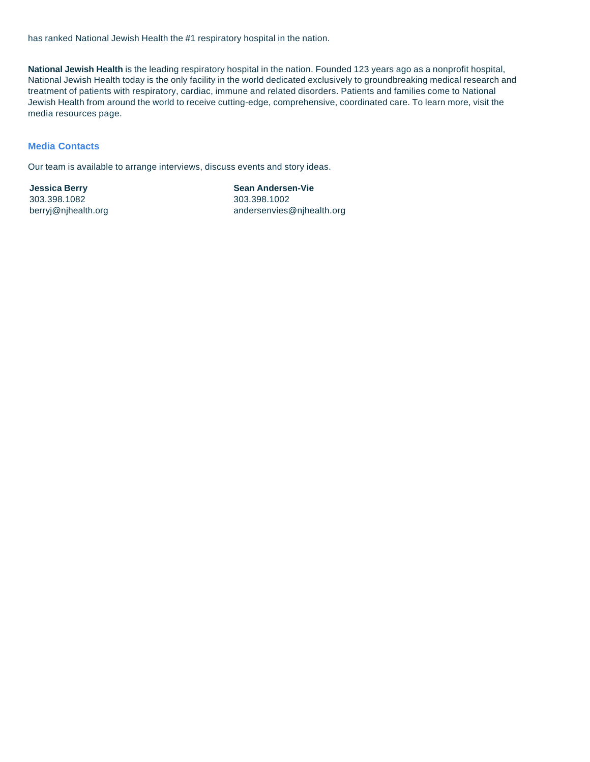has ranked National Jewish Health the #1 respiratory hospital in the nation.

**National Jewish Health** is the leading respiratory hospital in the nation. Founded 123 years ago as a nonprofit hospital, National Jewish Health today is the only facility in the world dedicated exclusively to groundbreaking medical research and treatment of patients with respiratory, cardiac, immune and related disorders. Patients and families come to National Jewish Health from around the world to receive cutting-edge, comprehensive, coordinated care. To learn more, visit the media resources page.

## Media Contacts

Our team is available to arrange interviews, discuss events and story ideas.

**Jessica Berry**
303.398.1082
berryj@njhealth.org

**Sean Andersen-Vie**
303.398.1002
andersenvies@njhealth.org